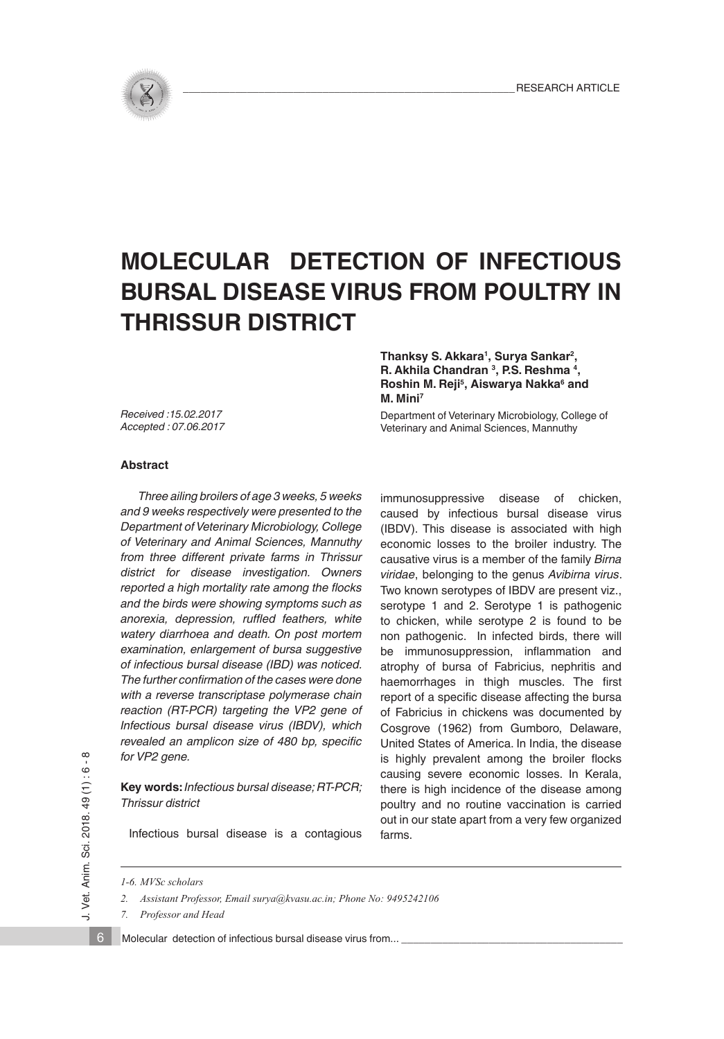RESEARCH ARTICLE

# MOLECULAR DETECTION OF INFECTIOUS BURSAL DISEASE VIRUS FROM POULTRY IN THRISSUR DISTRICT

**Thanksy S. Akkara[1], Surya Sankar[2], R. Akhila Chandran [3], P.S. Reshma [4], Roshin M. Reji[5], Aiswarya Nakka[6] and M. Mini[7]**

Department of Veterinary Microbiology, College of Veterinary and Animal Sciences, Mannuthy

*Received :15.02.2017*
*Accepted : 07.06.2017*

### Abstract

*Three ailing broilers of age 3 weeks, 5 weeks and 9 weeks respectively were presented to the Department of Veterinary Microbiology, College of Veterinary and Animal Sciences, Mannuthy from three different private farms in Thrissur district for disease investigation. Owners reported a high mortality rate among the flocks and the birds were showing symptoms such as anorexia, depression, ruffled feathers, white watery diarrhoea and death. On post mortem examination, enlargement of bursa suggestive of infectious bursal disease (IBD) was noticed. The further confirmation of the cases were done with a reverse transcriptase polymerase chain reaction (RT-PCR) targeting the VP2 gene of Infectious bursal disease virus (IBDV), which revealed an amplicon size of 480 bp, specific for VP2 gene.*

**Key words:** *Infectious bursal disease; RT-PCR; Thrissur district*

Infectious bursal disease is a contagious immunosuppressive disease of chicken, caused by infectious bursal disease virus (IBDV). This disease is associated with high economic losses to the broiler industry. The causative virus is a member of the family *Birna viridae*, belonging to the genus *Avibirna virus*. Two known serotypes of IBDV are present viz., serotype 1 and 2. Serotype 1 is pathogenic to chicken, while serotype 2 is found to be non pathogenic. In infected birds, there will be immunosuppression, inflammation and atrophy of bursa of Fabricius, nephritis and haemorrhages in thigh muscles. The first report of a specific disease affecting the bursa of Fabricius in chickens was documented by Cosgrove (1962) from Gumboro, Delaware, United States of America. In India, the disease is highly prevalent among the broiler flocks causing severe economic losses. In Kerala, there is high incidence of the disease among poultry and no routine vaccination is carried out in our state apart from a very few organized farms.

---

*1-6. MVSc scholars*

*2. Assistant Professor, Email surya@kvasu.ac.in; Phone No: 9495242106*

*7. Professor and Head*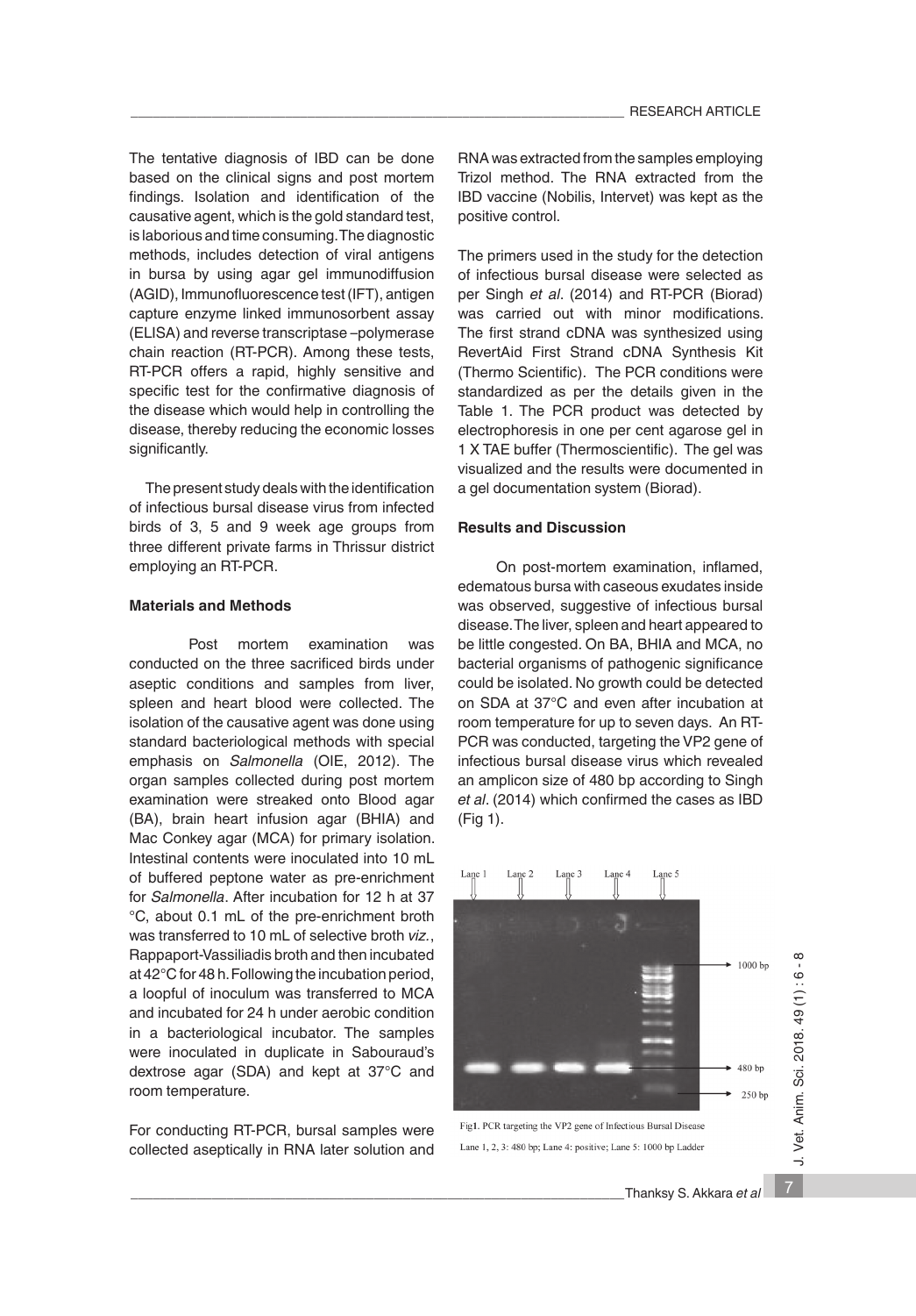The tentative diagnosis of IBD can be done based on the clinical signs and post mortem findings. Isolation and identification of the causative agent, which is the gold standard test, is laborious and time consuming. The diagnostic methods, includes detection of viral antigens in bursa by using agar gel immunodiffusion (AGID), Immunofluorescence test (IFT), antigen capture enzyme linked immunosorbent assay (ELISA) and reverse transcriptase –polymerase chain reaction (RT-PCR). Among these tests, RT-PCR offers a rapid, highly sensitive and specific test for the confirmative diagnosis of the disease which would help in controlling the disease, thereby reducing the economic losses significantly.

The present study deals with the identification of infectious bursal disease virus from infected birds of 3, 5 and 9 week age groups from three different private farms in Thrissur district employing an RT-PCR.

### Materials and Methods

Post mortem examination was conducted on the three sacrificed birds under aseptic conditions and samples from liver, spleen and heart blood were collected. The isolation of the causative agent was done using standard bacteriological methods with special emphasis on *Salmonella* (OIE, 2012). The organ samples collected during post mortem examination were streaked onto Blood agar (BA), brain heart infusion agar (BHIA) and Mac Conkey agar (MCA) for primary isolation. Intestinal contents were inoculated into 10 mL of buffered peptone water as pre-enrichment for *Salmonella*. After incubation for 12 h at 37 °C, about 0.1 mL of the pre-enrichment broth was transferred to 10 mL of selective broth *viz.*, Rappaport-Vassiliadis broth and then incubated at 42°C for 48 h. Following the incubation period, a loopful of inoculum was transferred to MCA and incubated for 24 h under aerobic condition in a bacteriological incubator. The samples were inoculated in duplicate in Sabouraud's dextrose agar (SDA) and kept at 37°C and room temperature.

For conducting RT-PCR, bursal samples were collected aseptically in RNA later solution and RNA was extracted from the samples employing Trizol method. The RNA extracted from the IBD vaccine (Nobilis, Intervet) was kept as the positive control.

The primers used in the study for the detection of infectious bursal disease were selected as per Singh *et al*. (2014) and RT-PCR (Biorad) was carried out with minor modifications. The first strand cDNA was synthesized using RevertAid First Strand cDNA Synthesis Kit (Thermo Scientific). The PCR conditions were standardized as per the details given in the Table 1. The PCR product was detected by electrophoresis in one per cent agarose gel in 1 X TAE buffer (Thermoscientific). The gel was visualized and the results were documented in a gel documentation system (Biorad).

### Results and Discussion

On post-mortem examination, inflamed, edematous bursa with caseous exudates inside was observed, suggestive of infectious bursal disease. The liver, spleen and heart appeared to be little congested. On BA, BHIA and MCA, no bacterial organisms of pathogenic significance could be isolated. No growth could be detected on SDA at 37°C and even after incubation at room temperature for up to seven days. An RT-PCR was conducted, targeting the VP2 gene of infectious bursal disease virus which revealed an amplicon size of 480 bp according to Singh *et al*. (2014) which confirmed the cases as IBD (Fig 1).

Fig1. PCR targeting the VP2 gene of Infectious Bursal Disease

Lane 1, 2, 3: 480 bp; Lane 4: positive; Lane 5: 1000 bp Ladder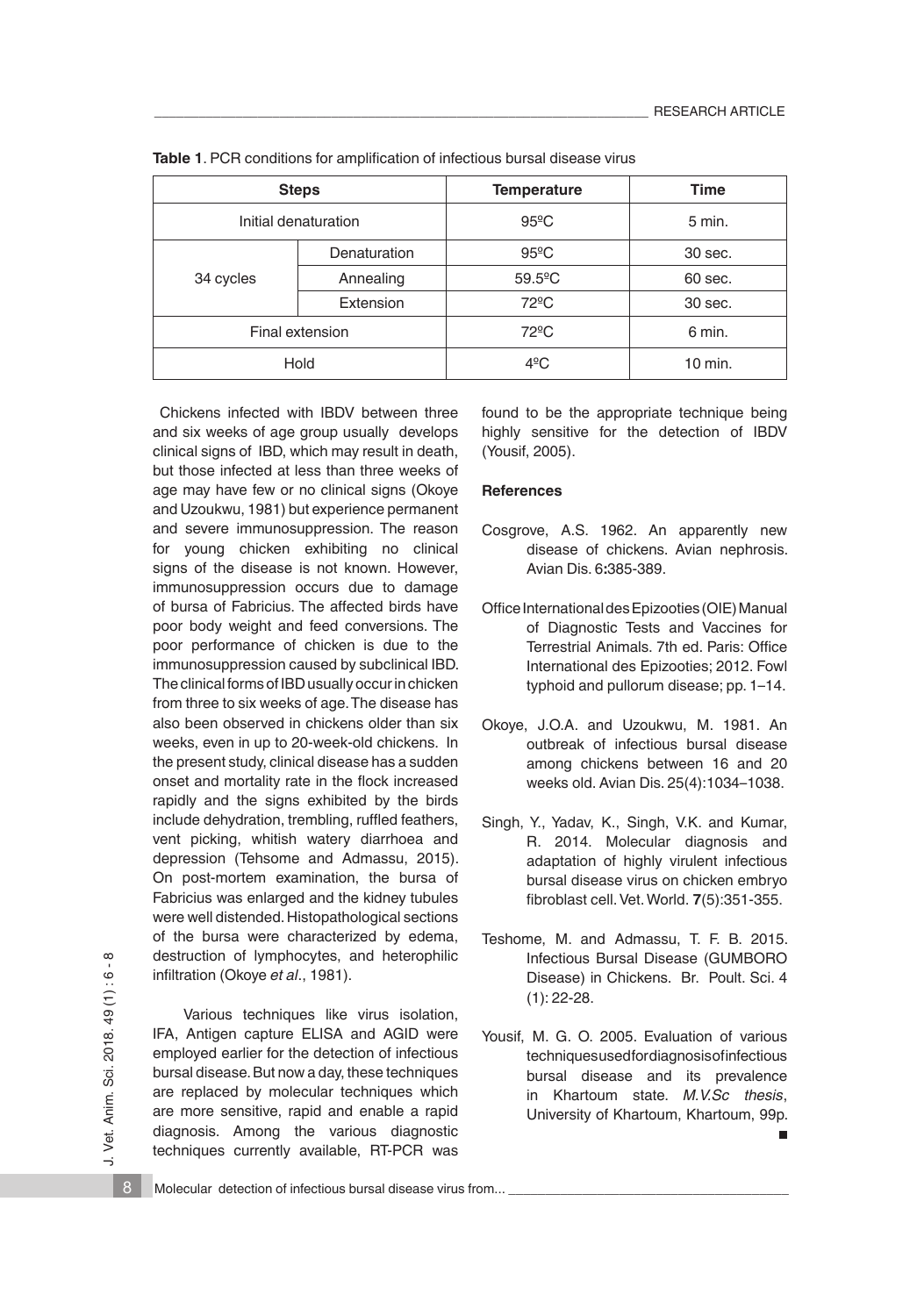**Table 1**. PCR conditions for amplification of infectious bursal disease virus

| Steps | | Temperature | Time |
|---|---|---|---|
| Initial denaturation | | 95ºC | 5 min. |
| 34 cycles | Denaturation | 95ºC | 30 sec. |
| | Annealing | 59.5ºC | 60 sec. |
| | Extension | 72ºC | 30 sec. |
| Final extension | | 72ºC | 6 min. |
| Hold | | 4ºC | 10 min. |

Chickens infected with IBDV between three and six weeks of age group usually develops clinical signs of IBD, which may result in death, but those infected at less than three weeks of age may have few or no clinical signs (Okoye and Uzoukwu, 1981) but experience permanent and severe immunosuppression. The reason for young chicken exhibiting no clinical signs of the disease is not known. However, immunosuppression occurs due to damage of bursa of Fabricius. The affected birds have poor body weight and feed conversions. The poor performance of chicken is due to the immunosuppression caused by subclinical IBD. The clinical forms of IBD usually occur in chicken from three to six weeks of age. The disease has also been observed in chickens older than six weeks, even in up to 20-week-old chickens. In the present study, clinical disease has a sudden onset and mortality rate in the flock increased rapidly and the signs exhibited by the birds include dehydration, trembling, ruffled feathers, vent picking, whitish watery diarrhoea and depression (Tehsome and Admassu, 2015). On post-mortem examination, the bursa of Fabricius was enlarged and the kidney tubules were well distended. Histopathological sections of the bursa were characterized by edema, destruction of lymphocytes, and heterophilic infiltration (Okoye *et al*., 1981).

Various techniques like virus isolation, IFA, Antigen capture ELISA and AGID were employed earlier for the detection of infectious bursal disease. But now a day, these techniques are replaced by molecular techniques which are more sensitive, rapid and enable a rapid diagnosis. Among the various diagnostic techniques currently available, RT-PCR was found to be the appropriate technique being highly sensitive for the detection of IBDV (Yousif, 2005).

## References

Cosgrove, A.S. 1962. An apparently new disease of chickens. Avian nephrosis. Avian Dis. 6**:**385-389.

Office International des Epizooties (OIE) Manual of Diagnostic Tests and Vaccines for Terrestrial Animals. 7th ed. Paris: Office International des Epizooties; 2012. Fowl typhoid and pullorum disease; pp. 1–14.

Okoye, J.O.A. and Uzoukwu, M. 1981. An outbreak of infectious bursal disease among chickens between 16 and 20 weeks old. Avian Dis. 25(4):1034–1038.

Singh, Y., Yadav, K., Singh, V.K. and Kumar, R. 2014. Molecular diagnosis and adaptation of highly virulent infectious bursal disease virus on chicken embryo fibroblast cell. Vet. World. **7**(5):351-355.

Teshome, M. and Admassu, T. F. B. 2015. Infectious Bursal Disease (GUMBORO Disease) in Chickens. Br. Poult. Sci. 4 (1): 22-28.

Yousif, M. G. O. 2005. Evaluation of various techniques used for diagnosis of infectious bursal disease and its prevalence in Khartoum state. *M.V.Sc thesis*, University of Khartoum, Khartoum, 99p.